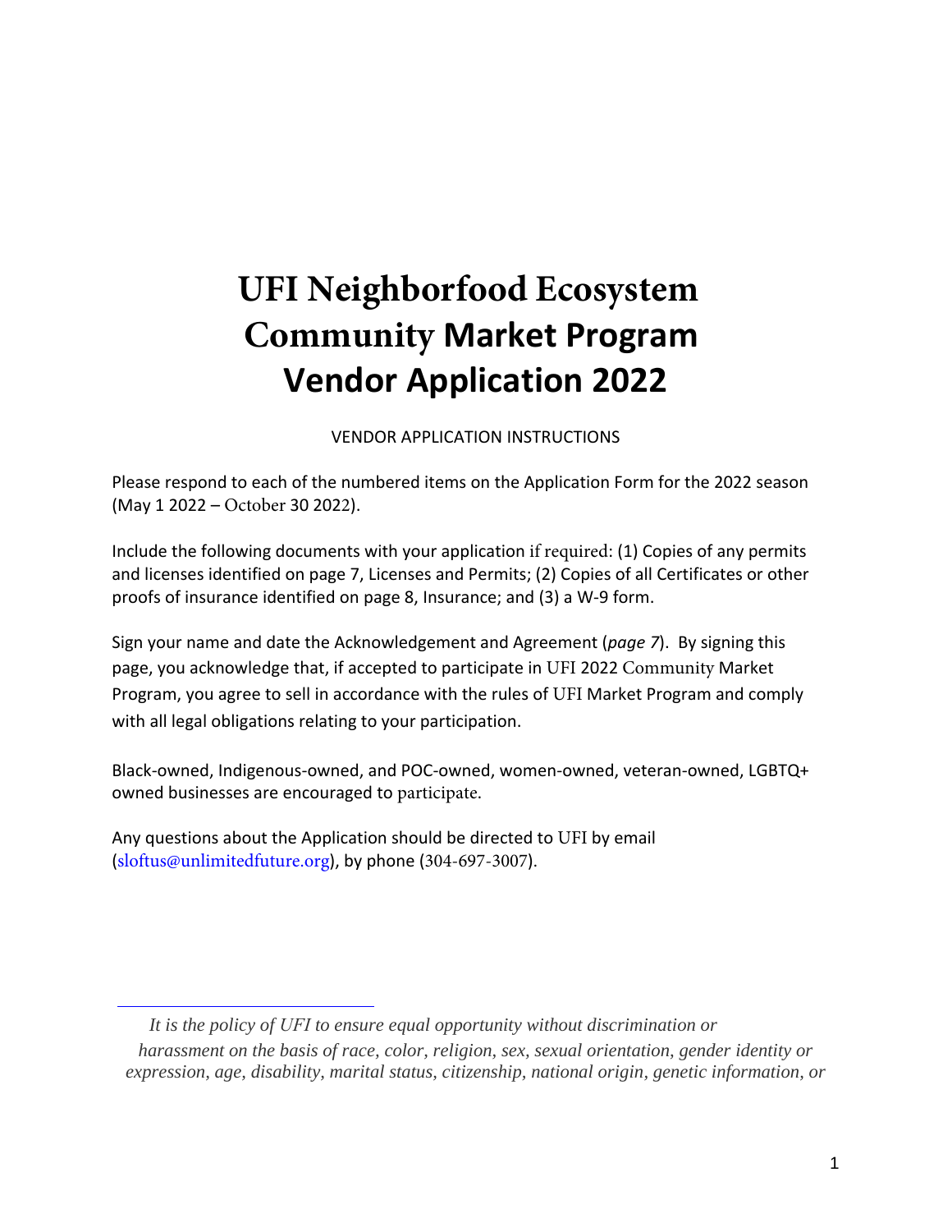# UFI Neighborfood Ecosystem Community Market Program Vendor Application 2022

VENDOR APPLICATION INSTRUCTIONS

Please respond to each of the numbered items on the Application Form for the 2022 season (May 1 2022 – October 30 2022).

Include the following documents with your application if required: (1) Copies of any permits and licenses identified on page 7, Licenses and Permits; (2) Copies of all Certificates or other proofs of insurance identified on page 8, Insurance; and (3) a W-9 form.

Sign your name and date the Acknowledgement and Agreement (*page 7*). By signing this page, you acknowledge that, if accepted to participate in UFI 2022 Community Market Program, you agree to sell in accordance with the rules of UFI Market Program and comply with all legal obligations relating to your participation.

Black-owned, Indigenous-owned, and POC-owned, women-owned, veteran-owned, LGBTQ+ owned businesses are encouraged to participate.

Any questions about the Application should be directed to UFI by email (sloftus@unlimitedfuture.org), by phone (304-697-3007).

---

*It is the policy of UFI to ensure equal opportunity without discrimination or harassment on the basis of race, color, religion, sex, sexual orientation, gender identity or expression, age, disability, marital status, citizenship, national origin, genetic information, or*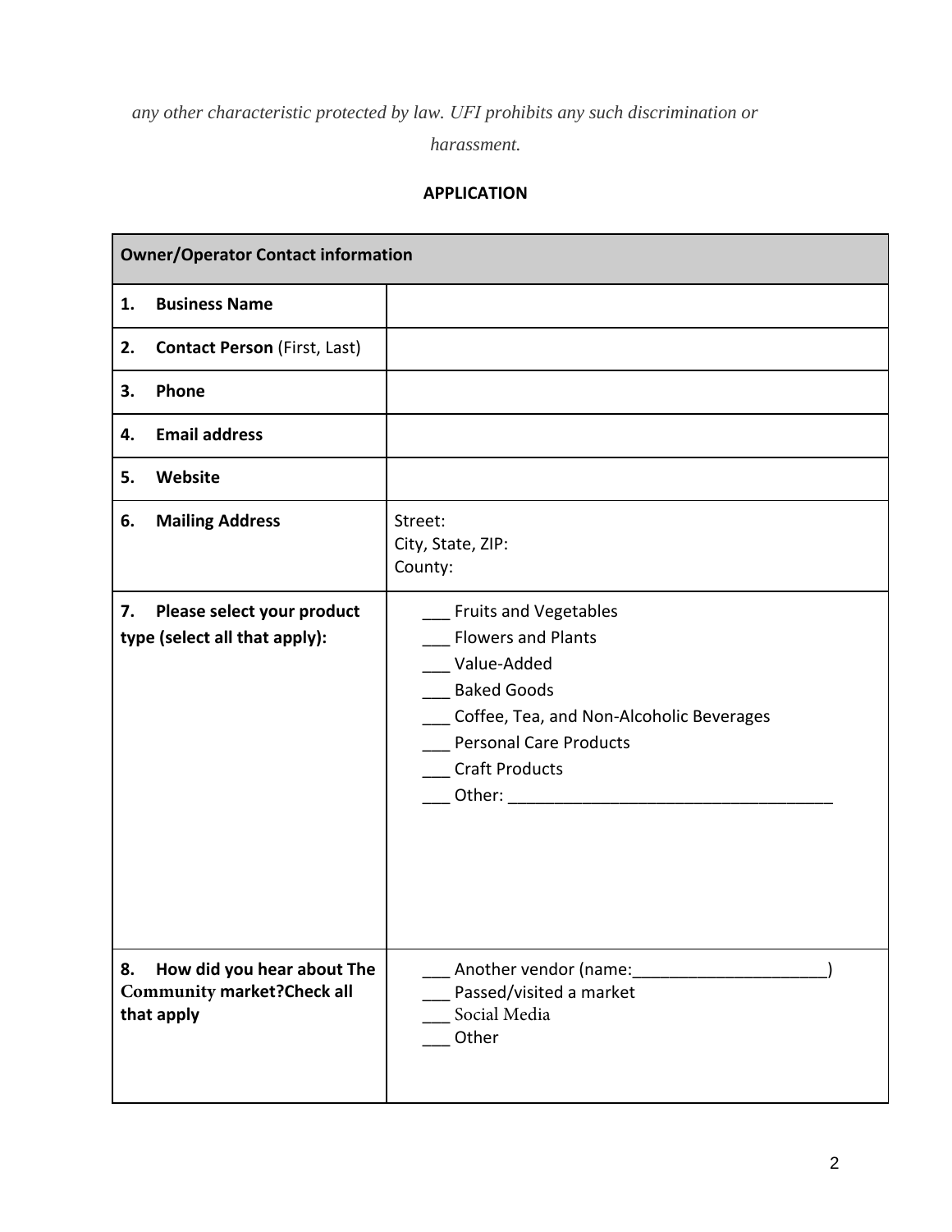*any other characteristic protected by law. UFI prohibits any such discrimination or harassment.*

**APPLICATION**

| **Owner/Operator Contact information** | |
|---|---|
| **1. Business Name** | |
| **2. Contact Person** (First, Last) | |
| **3. Phone** | |
| **4. Email address** | |
| **5. Website** | |
| **6. Mailing Address** | Street:<br>City, State, ZIP:<br>County: |
| **7. Please select your product type (select all that apply):** | ___ Fruits and Vegetables<br>___ Flowers and Plants<br>___ Value-Added<br>___ Baked Goods<br>___ Coffee, Tea, and Non-Alcoholic Beverages<br>___ Personal Care Products<br>___ Craft Products<br>___ Other: ____________________________________ |
| **8. How did you hear about The Community market?Check all that apply** | ___ Another vendor (name:_____________________)<br>___ Passed/visited a market<br>___ Social Media<br>___ Other |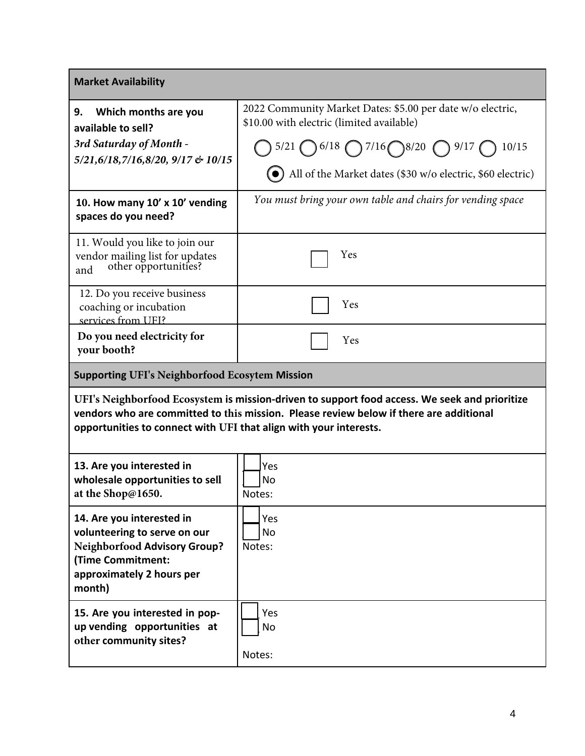| **Market Availability** | |
|---|---|
| **9. Which months are you available to sell?** *3rd Saturday of Month - 5/21,6/18,7/16,8/20, 9/17 & 10/15* | 2022 Community Market Dates: $5.00 per date w/o electric, $10.00 with electric (limited available) ◯ 5/21 ◯ 6/18 ◯ 7/16 ◯ 8/20 ◯ 9/17 ◯ 10/15 ◉ All of the Market dates ($30 w/o electric, $60 electric) |
| **10. How many 10' x 10' vending spaces do you need?** | *You must bring your own table and chairs for vending space* |
| 11. Would you like to join our vendor mailing list for updates and other opportunities? | ☐ Yes |
| 12. Do you receive business coaching or incubation services from UFI? | ☐ Yes |
| **Do you need electricity for your booth?** | ☐ Yes |

| **Supporting UFI's Neighborfood Ecosytem Mission** | |
|---|---|
| **UFI's Neighborfood Ecosystem is mission-driven to support food access. We seek and prioritize vendors who are committed to this mission. Please review below if there are additional opportunities to connect with UFI that align with your interests.** | |
| **13. Are you interested in wholesale opportunities to sell at the Shop@1650.** | ☐ Yes ☐ No Notes: |
| **14. Are you interested in volunteering to serve on our Neighborfood Advisory Group? (Time Commitment: approximately 2 hours per month)** | ☐ Yes ☐ No Notes: |
| **15. Are you interested in pop-up vending opportunities at other community sites?** | ☐ Yes ☐ No Notes: |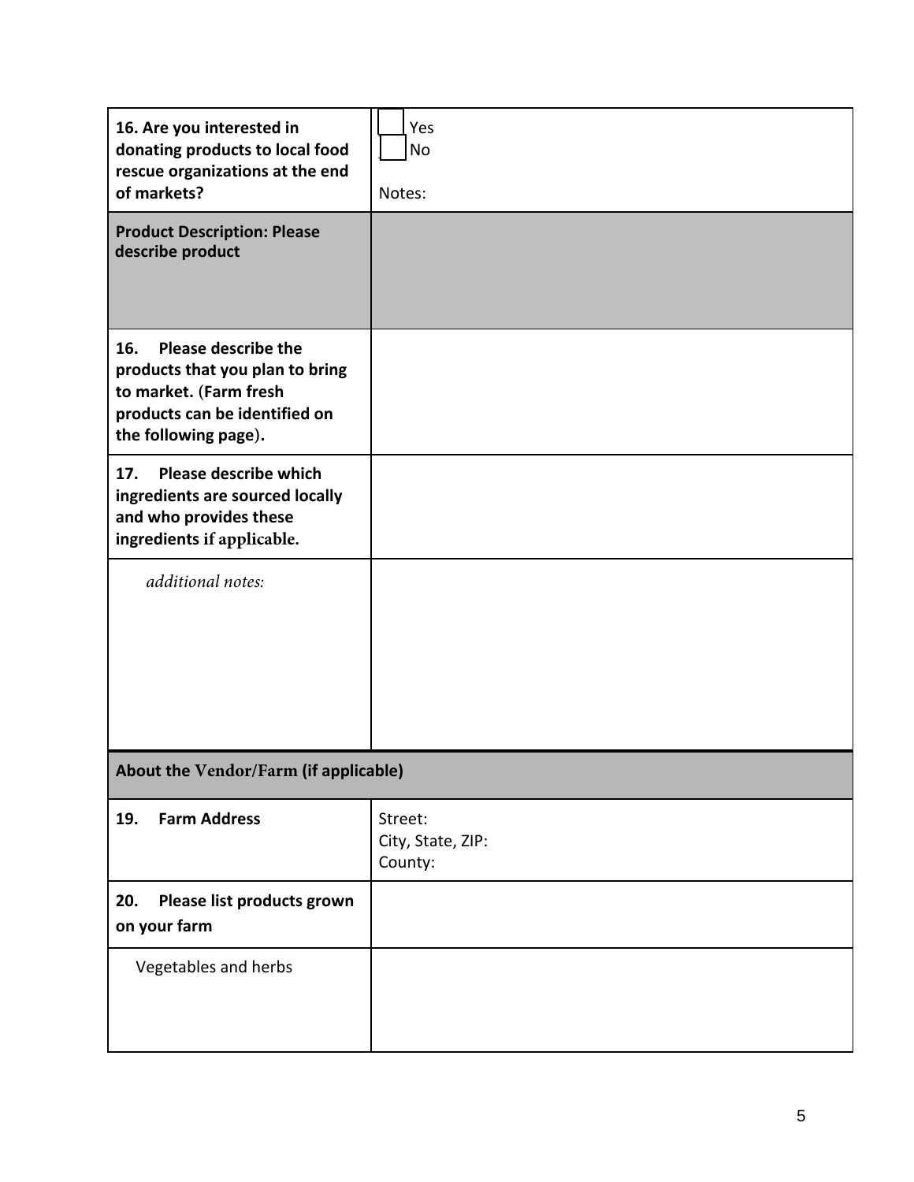| | |
|---|---|
| **16. Are you interested in donating products to local food rescue organizations at the end of markets?** | ☐ Yes<br>☐ No<br><br>Notes: |
| **Product Description: Please describe product** | |
| **16. Please describe the products that you plan to bring to market. (Farm fresh products can be identified on the following page).** | |
| **17. Please describe which ingredients are sourced locally and who provides these ingredients if applicable.** | |
| *additional notes:* | |
| **About the Vendor/Farm (if applicable)** | |
| **19. Farm Address** | Street:<br>City, State, ZIP:<br>County: |
| **20. Please list products grown on your farm** | |
| Vegetables and herbs | |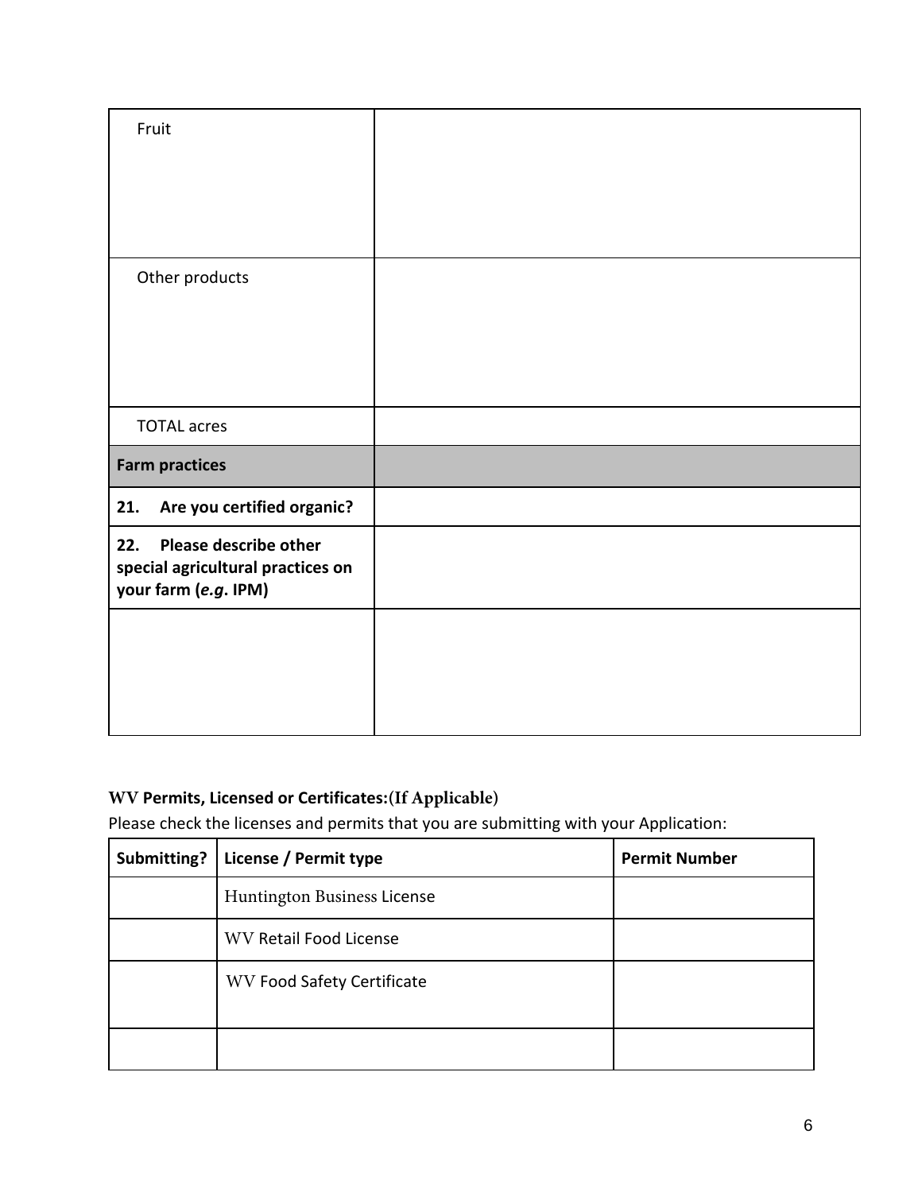| | |
|---|---|
| Fruit | |
| Other products | |
| TOTAL acres | |
| **Farm practices** | |
| **21. Are you certified organic?** | |
| **22. Please describe other special agricultural practices on your farm (*e.g*. IPM)** | |
| | |

**WV Permits, Licensed or Certificates:(If Applicable)**

Please check the licenses and permits that you are submitting with your Application:

| **Submitting?** | **License / Permit type** | **Permit Number** |
|---|---|---|
| | Huntington Business License | |
| | WV Retail Food License | |
| | WV Food Safety Certificate | |
| | | |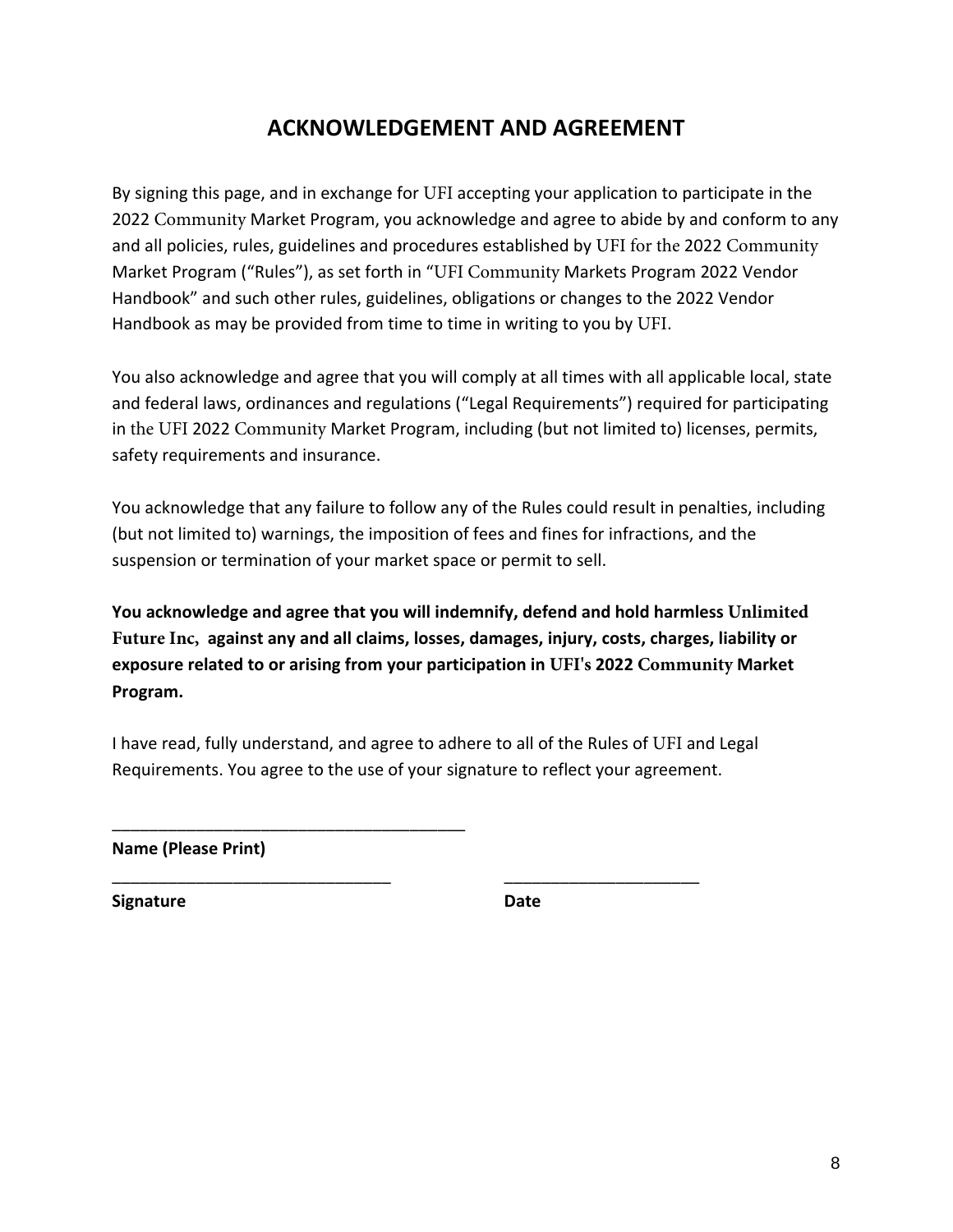# ACKNOWLEDGEMENT AND AGREEMENT

By signing this page, and in exchange for UFI accepting your application to participate in the 2022 Community Market Program, you acknowledge and agree to abide by and conform to any and all policies, rules, guidelines and procedures established by UFI for the 2022 Community Market Program ("Rules"), as set forth in "UFI Community Markets Program 2022 Vendor Handbook" and such other rules, guidelines, obligations or changes to the 2022 Vendor Handbook as may be provided from time to time in writing to you by UFI.

You also acknowledge and agree that you will comply at all times with all applicable local, state and federal laws, ordinances and regulations ("Legal Requirements") required for participating in the UFI 2022 Community Market Program, including (but not limited to) licenses, permits, safety requirements and insurance.

You acknowledge that any failure to follow any of the Rules could result in penalties, including (but not limited to) warnings, the imposition of fees and fines for infractions, and the suspension or termination of your market space or permit to sell.

**You acknowledge and agree that you will indemnify, defend and hold harmless Unlimited Future Inc, against any and all claims, losses, damages, injury, costs, charges, liability or exposure related to or arising from your participation in UFI's 2022 Community Market Program.**

I have read, fully understand, and agree to adhere to all of the Rules of UFI and Legal Requirements. You agree to the use of your signature to reflect your agreement.

_______________________________________

**Name (Please Print)**

______________________________ ______________________

**Signature** **Date**